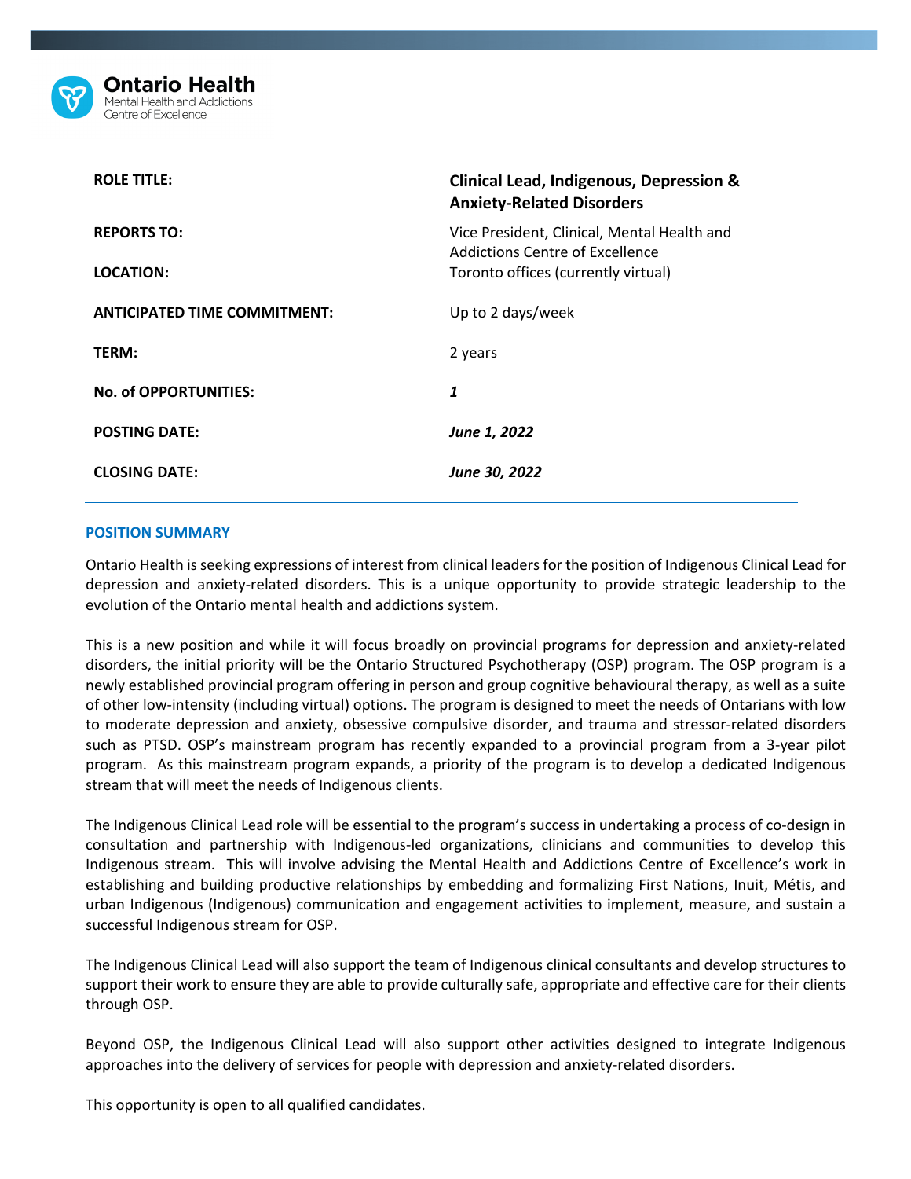Ontario Health
Mental Health and Addictions Centre of Excellence

| | |
|---|---|
| **ROLE TITLE:** | **Clinical Lead, Indigenous, Depression & Anxiety-Related Disorders** |
| **REPORTS TO:** | Vice President, Clinical, Mental Health and Addictions Centre of Excellence |
| **LOCATION:** | Toronto offices (currently virtual) |
| **ANTICIPATED TIME COMMITMENT:** | Up to 2 days/week |
| **TERM:** | 2 years |
| **No. of OPPORTUNITIES:** | ***1*** |
| **POSTING DATE:** | ***June 1, 2022*** |
| **CLOSING DATE:** | ***June 30, 2022*** |

## POSITION SUMMARY

Ontario Health is seeking expressions of interest from clinical leaders for the position of Indigenous Clinical Lead for depression and anxiety-related disorders. This is a unique opportunity to provide strategic leadership to the evolution of the Ontario mental health and addictions system.

This is a new position and while it will focus broadly on provincial programs for depression and anxiety-related disorders, the initial priority will be the Ontario Structured Psychotherapy (OSP) program. The OSP program is a newly established provincial program offering in person and group cognitive behavioural therapy, as well as a suite of other low-intensity (including virtual) options. The program is designed to meet the needs of Ontarians with low to moderate depression and anxiety, obsessive compulsive disorder, and trauma and stressor-related disorders such as PTSD. OSP's mainstream program has recently expanded to a provincial program from a 3-year pilot program. As this mainstream program expands, a priority of the program is to develop a dedicated Indigenous stream that will meet the needs of Indigenous clients.

The Indigenous Clinical Lead role will be essential to the program's success in undertaking a process of co-design in consultation and partnership with Indigenous-led organizations, clinicians and communities to develop this Indigenous stream. This will involve advising the Mental Health and Addictions Centre of Excellence's work in establishing and building productive relationships by embedding and formalizing First Nations, Inuit, Métis, and urban Indigenous (Indigenous) communication and engagement activities to implement, measure, and sustain a successful Indigenous stream for OSP.

The Indigenous Clinical Lead will also support the team of Indigenous clinical consultants and develop structures to support their work to ensure they are able to provide culturally safe, appropriate and effective care for their clients through OSP.

Beyond OSP, the Indigenous Clinical Lead will also support other activities designed to integrate Indigenous approaches into the delivery of services for people with depression and anxiety-related disorders.

This opportunity is open to all qualified candidates.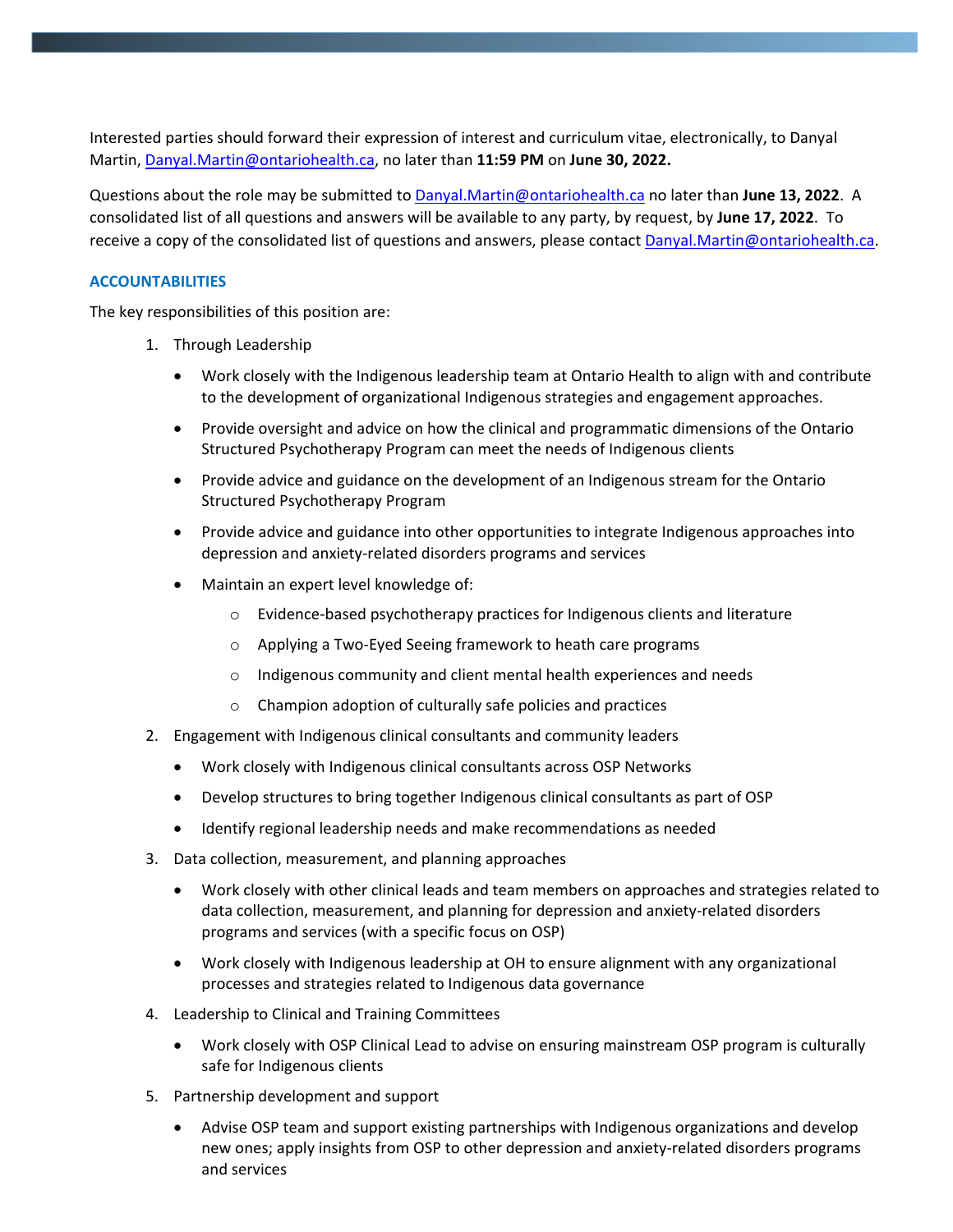Interested parties should forward their expression of interest and curriculum vitae, electronically, to Danyal Martin, [Danyal.Martin@ontariohealth.ca](mailto:Danyal.Martin@ontariohealth.ca), no later than **11:59 PM** on **June 30, 2022.**

Questions about the role may be submitted to [Danyal.Martin@ontariohealth.ca](mailto:Danyal.Martin@ontariohealth.ca) no later than **June 13, 2022**. A consolidated list of all questions and answers will be available to any party, by request, by **June 17, 2022**. To receive a copy of the consolidated list of questions and answers, please contact [Danyal.Martin@ontariohealth.ca](mailto:Danyal.Martin@ontariohealth.ca).

## ACCOUNTABILITIES

The key responsibilities of this position are:

1. Through Leadership
   - Work closely with the Indigenous leadership team at Ontario Health to align with and contribute to the development of organizational Indigenous strategies and engagement approaches.
   - Provide oversight and advice on how the clinical and programmatic dimensions of the Ontario Structured Psychotherapy Program can meet the needs of Indigenous clients
   - Provide advice and guidance on the development of an Indigenous stream for the Ontario Structured Psychotherapy Program
   - Provide advice and guidance into other opportunities to integrate Indigenous approaches into depression and anxiety-related disorders programs and services
   - Maintain an expert level knowledge of:
     - Evidence-based psychotherapy practices for Indigenous clients and literature
     - Applying a Two-Eyed Seeing framework to heath care programs
     - Indigenous community and client mental health experiences and needs
     - Champion adoption of culturally safe policies and practices
2. Engagement with Indigenous clinical consultants and community leaders
   - Work closely with Indigenous clinical consultants across OSP Networks
   - Develop structures to bring together Indigenous clinical consultants as part of OSP
   - Identify regional leadership needs and make recommendations as needed
3. Data collection, measurement, and planning approaches
   - Work closely with other clinical leads and team members on approaches and strategies related to data collection, measurement, and planning for depression and anxiety-related disorders programs and services (with a specific focus on OSP)
   - Work closely with Indigenous leadership at OH to ensure alignment with any organizational processes and strategies related to Indigenous data governance
4. Leadership to Clinical and Training Committees
   - Work closely with OSP Clinical Lead to advise on ensuring mainstream OSP program is culturally safe for Indigenous clients
5. Partnership development and support
   - Advise OSP team and support existing partnerships with Indigenous organizations and develop new ones; apply insights from OSP to other depression and anxiety-related disorders programs and services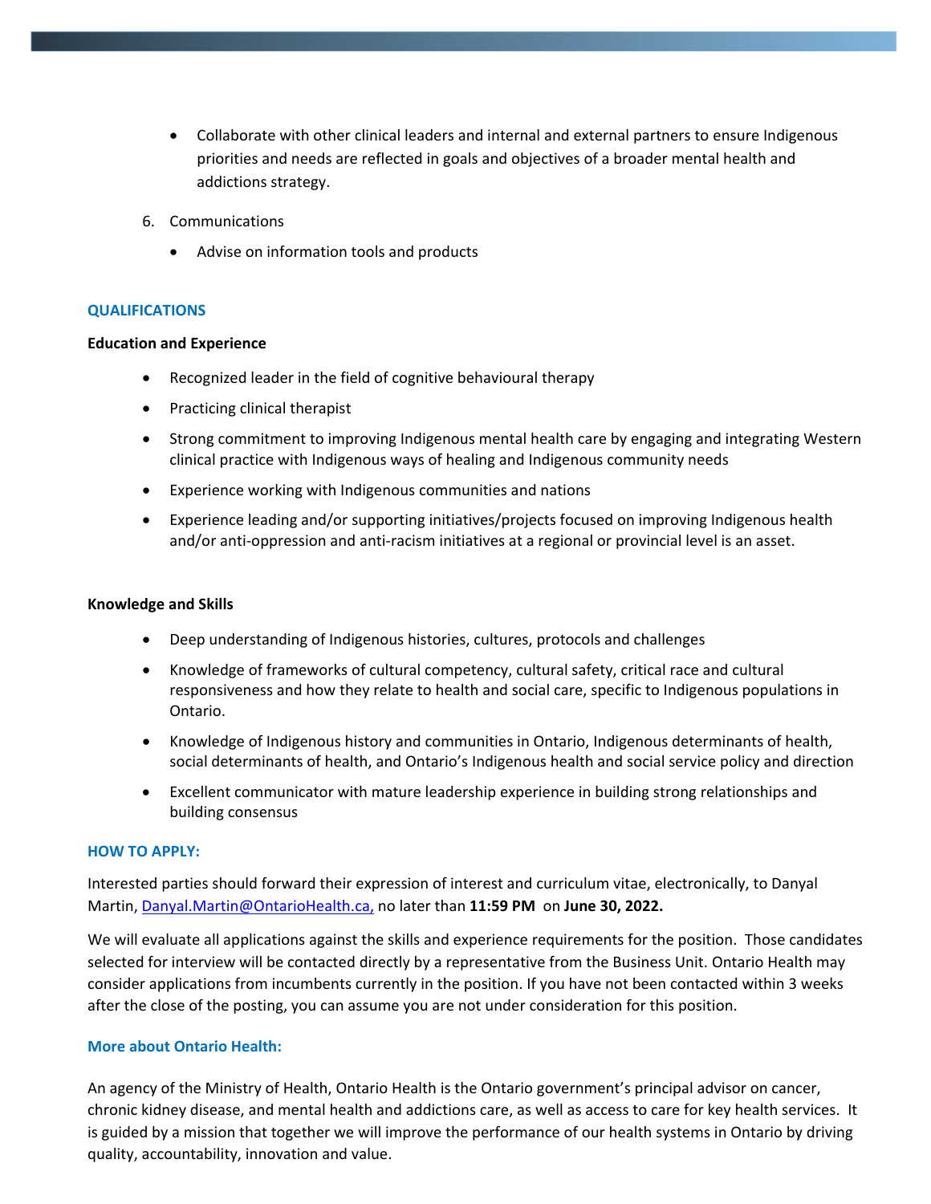- Collaborate with other clinical leaders and internal and external partners to ensure Indigenous priorities and needs are reflected in goals and objectives of a broader mental health and addictions strategy.

6. Communications
   - Advise on information tools and products

## QUALIFICATIONS

**Education and Experience**

- Recognized leader in the field of cognitive behavioural therapy
- Practicing clinical therapist
- Strong commitment to improving Indigenous mental health care by engaging and integrating Western clinical practice with Indigenous ways of healing and Indigenous community needs
- Experience working with Indigenous communities and nations
- Experience leading and/or supporting initiatives/projects focused on improving Indigenous health and/or anti-oppression and anti-racism initiatives at a regional or provincial level is an asset.

**Knowledge and Skills**

- Deep understanding of Indigenous histories, cultures, protocols and challenges
- Knowledge of frameworks of cultural competency, cultural safety, critical race and cultural responsiveness and how they relate to health and social care, specific to Indigenous populations in Ontario.
- Knowledge of Indigenous history and communities in Ontario, Indigenous determinants of health, social determinants of health, and Ontario's Indigenous health and social service policy and direction
- Excellent communicator with mature leadership experience in building strong relationships and building consensus

## HOW TO APPLY:

Interested parties should forward their expression of interest and curriculum vitae, electronically, to Danyal Martin, Danyal.Martin@OntarioHealth.ca, no later than **11:59 PM** on **June 30, 2022.**

We will evaluate all applications against the skills and experience requirements for the position. Those candidates selected for interview will be contacted directly by a representative from the Business Unit. Ontario Health may consider applications from incumbents currently in the position. If you have not been contacted within 3 weeks after the close of the posting, you can assume you are not under consideration for this position.

## More about Ontario Health:

An agency of the Ministry of Health, Ontario Health is the Ontario government's principal advisor on cancer, chronic kidney disease, and mental health and addictions care, as well as access to care for key health services. It is guided by a mission that together we will improve the performance of our health systems in Ontario by driving quality, accountability, innovation and value.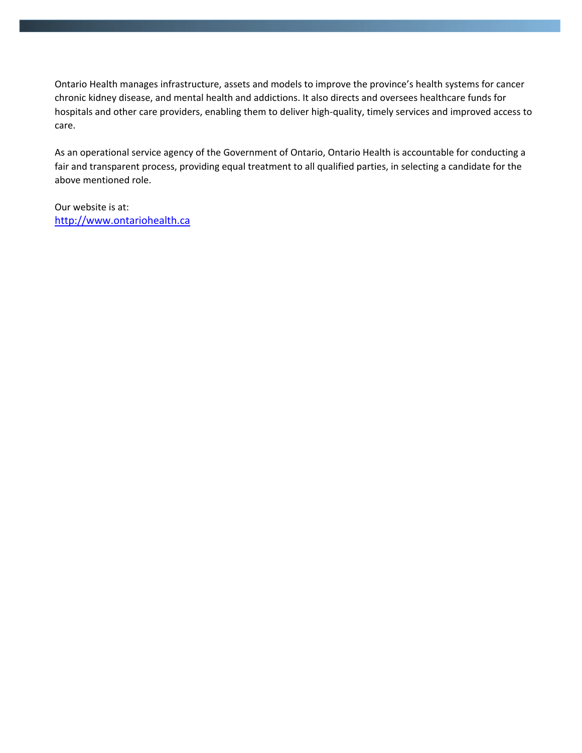Ontario Health manages infrastructure, assets and models to improve the province's health systems for cancer chronic kidney disease, and mental health and addictions. It also directs and oversees healthcare funds for hospitals and other care providers, enabling them to deliver high-quality, timely services and improved access to care.

As an operational service agency of the Government of Ontario, Ontario Health is accountable for conducting a fair and transparent process, providing equal treatment to all qualified parties, in selecting a candidate for the above mentioned role.

Our website is at:
[http://www.ontariohealth.ca](http://www.ontariohealth.ca)